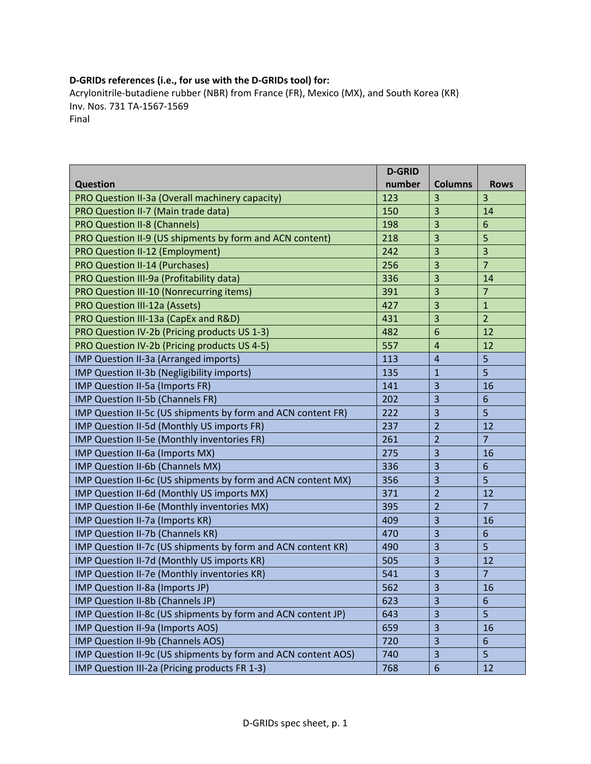**D-GRIDs references (i.e., for use with the D-GRIDs tool) for:**

Acrylonitrile-butadiene rubber (NBR) from France (FR), Mexico (MX), and South Korea (KR)
Inv. Nos. 731 TA-1567-1569
Final

| Question | D-GRID number | Columns | Rows |
|---|---|---|---|
| PRO Question II-3a (Overall machinery capacity) | 123 | 3 | 3 |
| PRO Question II-7 (Main trade data) | 150 | 3 | 14 |
| PRO Question II-8 (Channels) | 198 | 3 | 6 |
| PRO Question II-9 (US shipments by form and ACN content) | 218 | 3 | 5 |
| PRO Question II-12 (Employment) | 242 | 3 | 3 |
| PRO Question II-14 (Purchases) | 256 | 3 | 7 |
| PRO Question III-9a (Profitability data) | 336 | 3 | 14 |
| PRO Question III-10 (Nonrecurring items) | 391 | 3 | 7 |
| PRO Question III-12a (Assets) | 427 | 3 | 1 |
| PRO Question III-13a (CapEx and R&D) | 431 | 3 | 2 |
| PRO Question IV-2b (Pricing products US 1-3) | 482 | 6 | 12 |
| PRO Question IV-2b (Pricing products US 4-5) | 557 | 4 | 12 |
| IMP Question II-3a (Arranged imports) | 113 | 4 | 5 |
| IMP Question II-3b (Negligibility imports) | 135 | 1 | 5 |
| IMP Question II-5a (Imports FR) | 141 | 3 | 16 |
| IMP Question II-5b (Channels FR) | 202 | 3 | 6 |
| IMP Question II-5c (US shipments by form and ACN content FR) | 222 | 3 | 5 |
| IMP Question II-5d (Monthly US imports FR) | 237 | 2 | 12 |
| IMP Question II-5e (Monthly inventories FR) | 261 | 2 | 7 |
| IMP Question II-6a (Imports MX) | 275 | 3 | 16 |
| IMP Question II-6b (Channels MX) | 336 | 3 | 6 |
| IMP Question II-6c (US shipments by form and ACN content MX) | 356 | 3 | 5 |
| IMP Question II-6d (Monthly US imports MX) | 371 | 2 | 12 |
| IMP Question II-6e (Monthly inventories MX) | 395 | 2 | 7 |
| IMP Question II-7a (Imports KR) | 409 | 3 | 16 |
| IMP Question II-7b (Channels KR) | 470 | 3 | 6 |
| IMP Question II-7c (US shipments by form and ACN content KR) | 490 | 3 | 5 |
| IMP Question II-7d (Monthly US imports KR) | 505 | 3 | 12 |
| IMP Question II-7e (Monthly inventories KR) | 541 | 3 | 7 |
| IMP Question II-8a (Imports JP) | 562 | 3 | 16 |
| IMP Question II-8b (Channels JP) | 623 | 3 | 6 |
| IMP Question II-8c (US shipments by form and ACN content JP) | 643 | 3 | 5 |
| IMP Question II-9a (Imports AOS) | 659 | 3 | 16 |
| IMP Question II-9b (Channels AOS) | 720 | 3 | 6 |
| IMP Question II-9c (US shipments by form and ACN content AOS) | 740 | 3 | 5 |
| IMP Question III-2a (Pricing products FR 1-3) | 768 | 6 | 12 |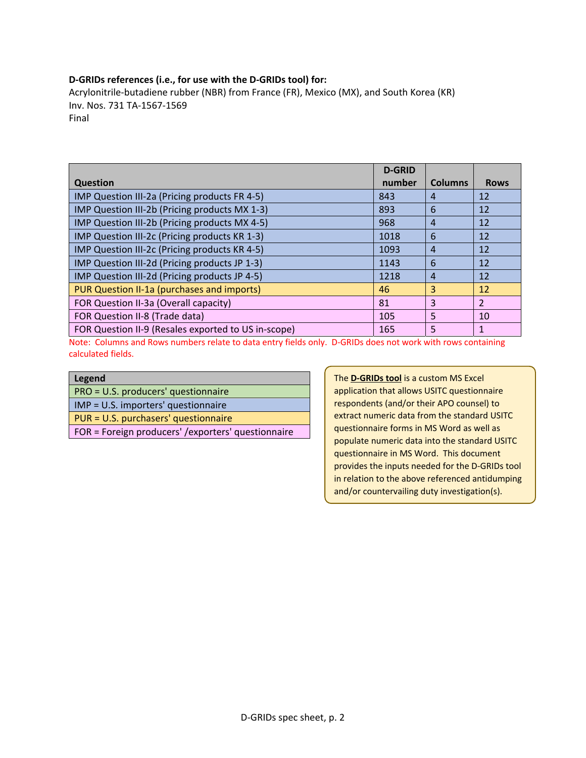**D-GRIDs references (i.e., for use with the D-GRIDs tool) for:**

Acrylonitrile-butadiene rubber (NBR) from France (FR), Mexico (MX), and South Korea (KR)

Inv. Nos. 731 TA-1567-1569

Final

| Question | D-GRID number | Columns | Rows |
|---|---|---|---|
| IMP Question III-2a (Pricing products FR 4-5) | 843 | 4 | 12 |
| IMP Question III-2b (Pricing products MX 1-3) | 893 | 6 | 12 |
| IMP Question III-2b (Pricing products MX 4-5) | 968 | 4 | 12 |
| IMP Question III-2c (Pricing products KR 1-3) | 1018 | 6 | 12 |
| IMP Question III-2c (Pricing products KR 4-5) | 1093 | 4 | 12 |
| IMP Question III-2d (Pricing products JP 1-3) | 1143 | 6 | 12 |
| IMP Question III-2d (Pricing products JP 4-5) | 1218 | 4 | 12 |
| PUR Question II-1a (purchases and imports) | 46 | 3 | 12 |
| FOR Question II-3a (Overall capacity) | 81 | 3 | 2 |
| FOR Question II-8 (Trade data) | 105 | 5 | 10 |
| FOR Question II-9 (Resales exported to US in-scope) | 165 | 5 | 1 |

Note: Columns and Rows numbers relate to data entry fields only. D-GRIDs does not work with rows containing calculated fields.

| Legend |
|---|
| PRO = U.S. producers' questionnaire |
| IMP = U.S. importers' questionnaire |
| PUR = U.S. purchasers' questionnaire |
| FOR = Foreign producers' /exporters' questionnaire |

The **D-GRIDs tool** is a custom MS Excel application that allows USITC questionnaire respondents (and/or their APO counsel) to extract numeric data from the standard USITC questionnaire forms in MS Word as well as populate numeric data into the standard USITC questionnaire in MS Word. This document provides the inputs needed for the D-GRIDs tool in relation to the above referenced antidumping and/or countervailing duty investigation(s).

D-GRIDs spec sheet, p. 2